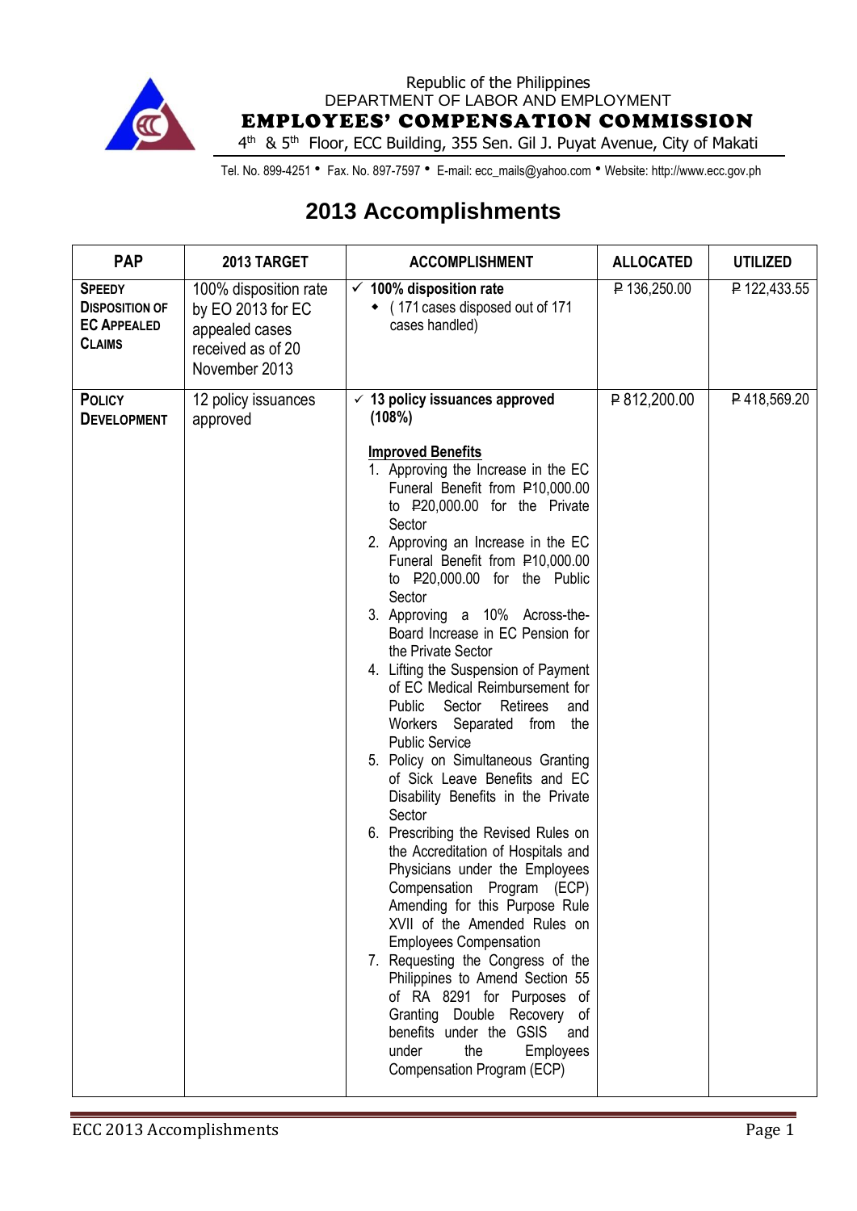Republic of the Philippines
DEPARTMENT OF LABOR AND EMPLOYMENT
**EMPLOYEES' COMPENSATION COMMISSION**
4th & 5th Floor, ECC Building, 355 Sen. Gil J. Puyat Avenue, City of Makati

Tel. No. 899-4251 • Fax. No. 897-7597 • E-mail: ecc_mails@yahoo.com • Website: http://www.ecc.gov.ph

# 2013 Accomplishments

| PAP | 2013 TARGET | ACCOMPLISHMENT | ALLOCATED | UTILIZED |
|---|---|---|---|---|
| **Speedy Disposition of EC Appealed Claims** | 100% disposition rate by EO 2013 for EC appealed cases received as of 20 November 2013 | ✓ **100% disposition rate**<br>◆ ( 171 cases disposed out of 171 cases handled) | ₱ 136,250.00 | ₱ 122,433.55 |
| **Policy Development** | 12 policy issuances approved | ✓ **13 policy issuances approved (108%)**<br><br>**Improved Benefits**<br>1. Approving the Increase in the EC Funeral Benefit from ₱10,000.00 to ₱20,000.00 for the Private Sector<br>2. Approving an Increase in the EC Funeral Benefit from ₱10,000.00 to ₱20,000.00 for the Public Sector<br>3. Approving a 10% Across-the-Board Increase in EC Pension for the Private Sector<br>4. Lifting the Suspension of Payment of EC Medical Reimbursement for Public Sector Retirees and Workers Separated from the Public Service<br>5. Policy on Simultaneous Granting of Sick Leave Benefits and EC Disability Benefits in the Private Sector<br>6. Prescribing the Revised Rules on the Accreditation of Hospitals and Physicians under the Employees Compensation Program (ECP) Amending for this Purpose Rule XVII of the Amended Rules on Employees Compensation<br>7. Requesting the Congress of the Philippines to Amend Section 55 of RA 8291 for Purposes of Granting Double Recovery of benefits under the GSIS and under the Employees Compensation Program (ECP) | ₱ 812,200.00 | ₱ 418,569.20 |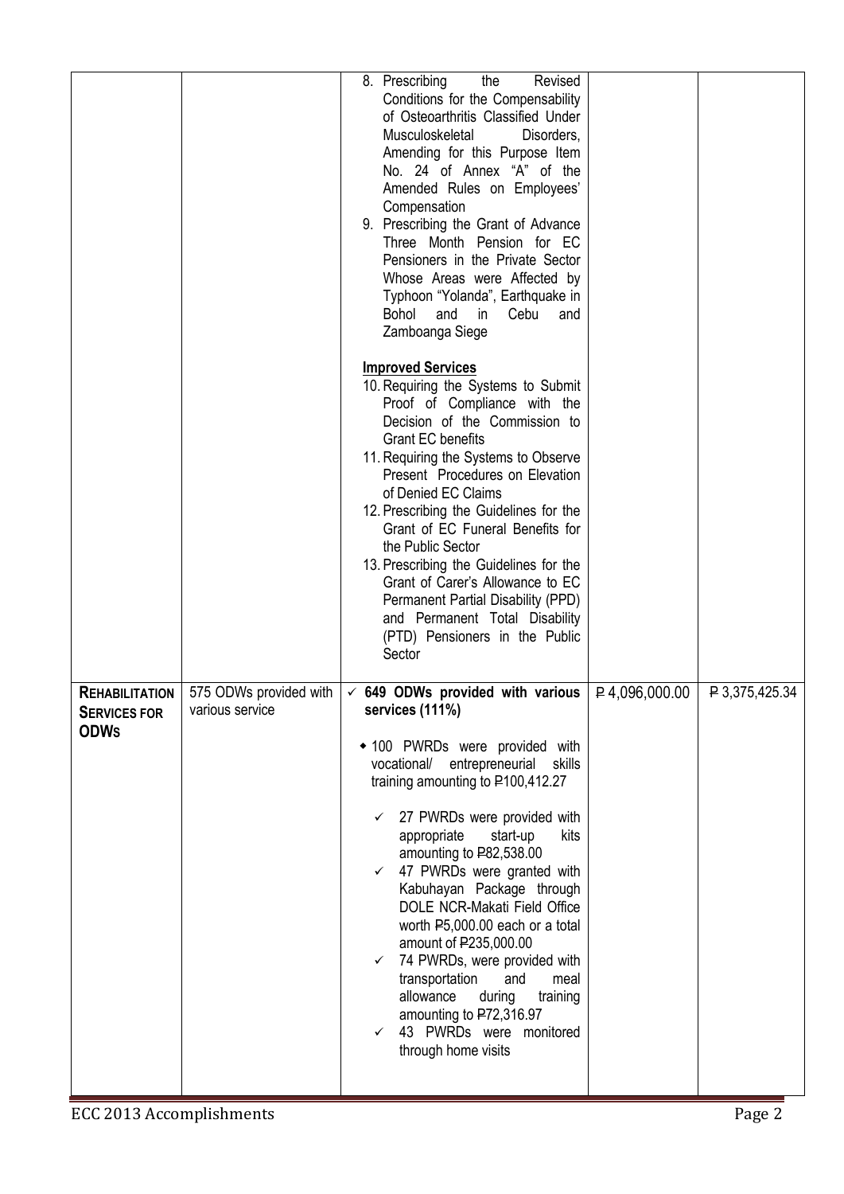| | | | | |
|---|---|---|---|---|
| | | 8. Prescribing the Revised Conditions for the Compensability of Osteoarthritis Classified Under Musculoskeletal Disorders, Amending for this Purpose Item No. 24 of Annex "A" of the Amended Rules on Employees' Compensation<br>9. Prescribing the Grant of Advance Three Month Pension for EC Pensioners in the Private Sector Whose Areas were Affected by Typhoon "Yolanda", Earthquake in Bohol and in Cebu and Zamboanga Siege<br><br>**Improved Services**<br>10. Requiring the Systems to Submit Proof of Compliance with the Decision of the Commission to Grant EC benefits<br>11. Requiring the Systems to Observe Present Procedures on Elevation of Denied EC Claims<br>12. Prescribing the Guidelines for the Grant of EC Funeral Benefits for the Public Sector<br>13. Prescribing the Guidelines for the Grant of Carer's Allowance to EC Permanent Partial Disability (PPD) and Permanent Total Disability (PTD) Pensioners in the Public Sector | | |
| **REHABILITATION SERVICES FOR ODWS** | 575 ODWs provided with various service | ✓ **649 ODWs provided with various services (111%)**<br><br>• 100 PWRDs were provided with vocational/ entrepreneurial skills training amounting to ₱100,412.27<br><br>✓ 27 PWRDs were provided with appropriate start-up kits amounting to ₱82,538.00<br>✓ 47 PWRDs were granted with Kabuhayan Package through DOLE NCR-Makati Field Office worth ₱5,000.00 each or a total amount of ₱235,000.00<br>✓ 74 PWRDs, were provided with transportation and meal allowance during training amounting to ₱72,316.97<br>✓ 43 PWRDs were monitored through home visits | ₱ 4,096,000.00 | ₱ 3,375,425.34 |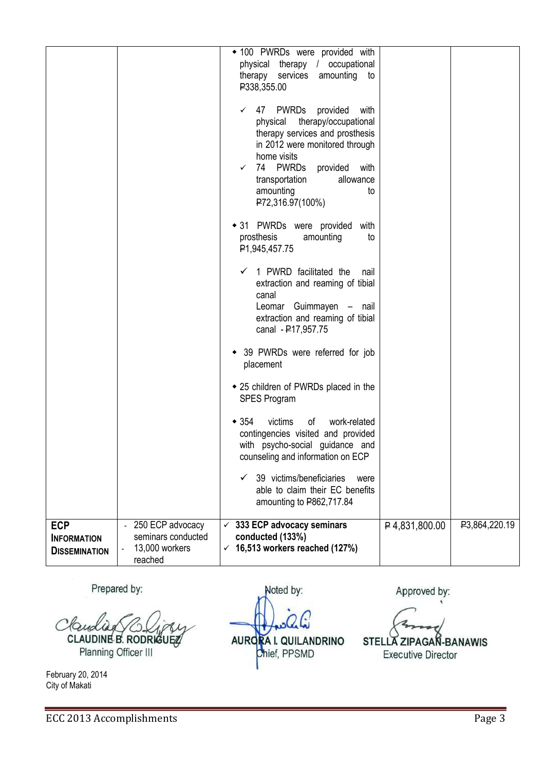| | | | | |
|---|---|---|---|---|
| | | ◆ 100 PWRDs were provided with physical therapy / occupational therapy services amounting to ₱338,355.00<br><br>✓ 47 PWRDs provided with physical therapy/occupational therapy services and prosthesis in 2012 were monitored through home visits<br>✓ 74 PWRDs provided with transportation allowance amounting to ₱72,316.97(100%)<br><br>◆ 31 PWRDs were provided with prosthesis amounting to ₱1,945,457.75<br><br>✓ 1 PWRD facilitated the nail extraction and reaming of tibial canal<br>Leomar Guimmayen – nail extraction and reaming of tibial canal - ₱17,957.75<br><br>◆ 39 PWRDs were referred for job placement<br><br>◆ 25 children of PWRDs placed in the SPES Program<br><br>◆ 354 victims of work-related contingencies visited and provided with psycho-social guidance and counseling and information on ECP<br><br>✓ 39 victims/beneficiaries were able to claim their EC benefits amounting to ₱862,717.84 | | |
| **ECP INFORMATION DISSEMINATION** | - 250 ECP advocacy seminars conducted<br>- 13,000 workers reached | ✓ **333 ECP advocacy seminars conducted (133%)**<br>✓ **16,513 workers reached (127%)** | ₱ 4,831,800.00 | ₱3,864,220.19 |

Prepared by:

CLAUDINE B. RODRIGUEZ
Planning Officer III

Noted by:

AURORA I. QUILANDRINO
Chief, PPSMD

Approved by:

STELLA ZIPAGAN-BANAWIS
Executive Director

February 20, 2014
City of Makati